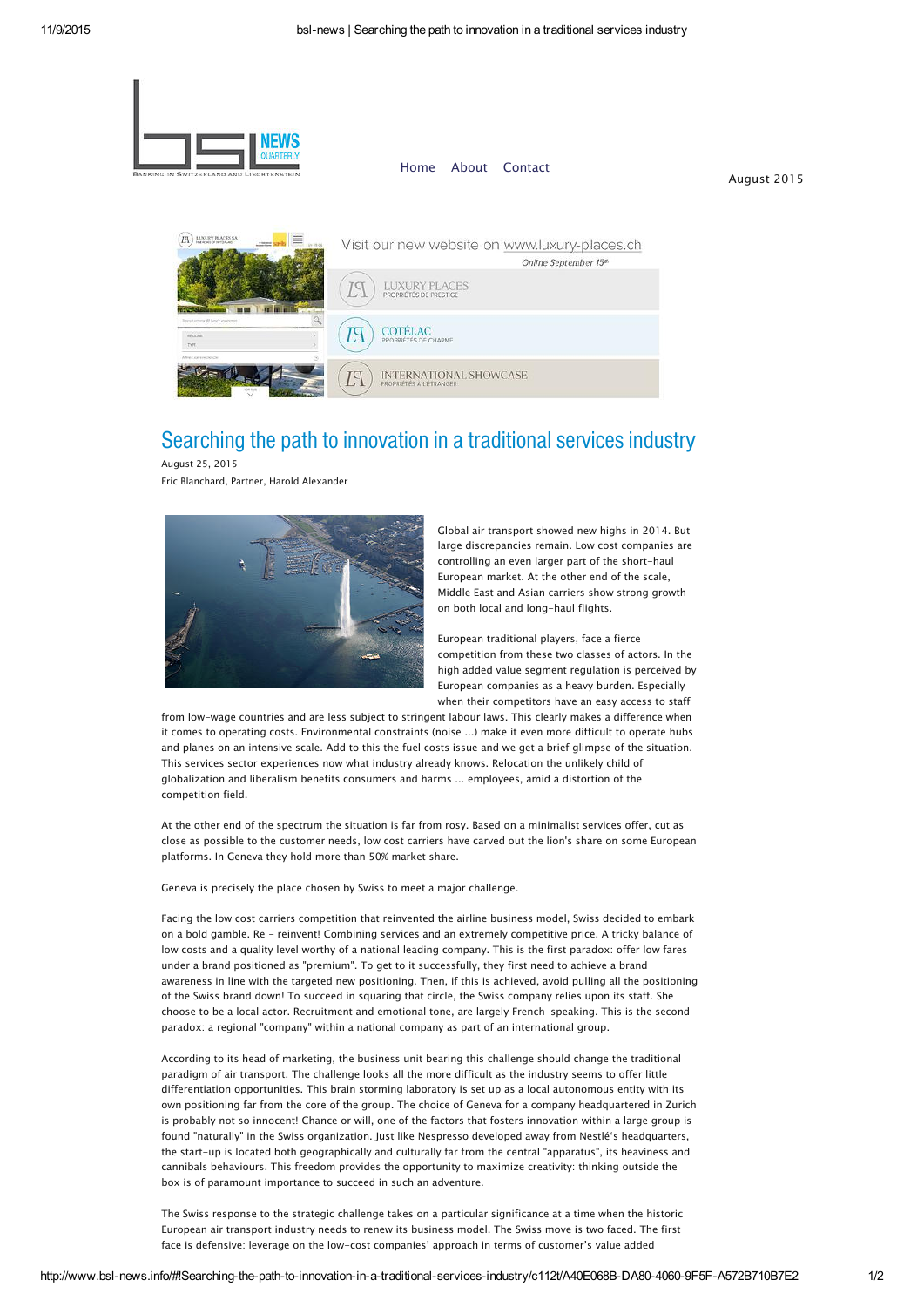Home About Contact

August 2015

Visit our new website on www.luxury-places.ch

*Online September 15th*

LUXURY PLACES PROPRIÉTÉS DE PRESTIGE

COTÉLAC PROPRIÉTÉS DE CHARME

INTERNATIONAL SHOWCASE PROPRIÉTÉS À L'ÉTRANGER

# Searching the path to innovation in a traditional services industry

August 25, 2015

Eric Blanchard, Partner, Harold Alexander

Global air transport showed new highs in 2014. But large discrepancies remain. Low cost companies are controlling an even larger part of the short-haul European market. At the other end of the scale, Middle East and Asian carriers show strong growth on both local and long-haul flights.

European traditional players, face a fierce competition from these two classes of actors. In the high added value segment regulation is perceived by European companies as a heavy burden. Especially when their competitors have an easy access to staff from low-wage countries and are less subject to stringent labour laws. This clearly makes a difference when it comes to operating costs. Environmental constraints (noise ...) make it even more difficult to operate hubs and planes on an intensive scale. Add to this the fuel costs issue and we get a brief glimpse of the situation. This services sector experiences now what industry already knows. Relocation the unlikely child of globalization and liberalism benefits consumers and harms ... employees, amid a distortion of the competition field.

At the other end of the spectrum the situation is far from rosy. Based on a minimalist services offer, cut as close as possible to the customer needs, low cost carriers have carved out the lion's share on some European platforms. In Geneva they hold more than 50% market share.

Geneva is precisely the place chosen by Swiss to meet a major challenge.

Facing the low cost carriers competition that reinvented the airline business model, Swiss decided to embark on a bold gamble. Re - reinvent! Combining services and an extremely competitive price. A tricky balance of low costs and a quality level worthy of a national leading company. This is the first paradox: offer low fares under a brand positioned as "premium". To get to it successfully, they first need to achieve a brand awareness in line with the targeted new positioning. Then, if this is achieved, avoid pulling all the positioning of the Swiss brand down! To succeed in squaring that circle, the Swiss company relies upon its staff. She choose to be a local actor. Recruitment and emotional tone, are largely French-speaking. This is the second paradox: a regional "company" within a national company as part of an international group.

According to its head of marketing, the business unit bearing this challenge should change the traditional paradigm of air transport. The challenge looks all the more difficult as the industry seems to offer little differentiation opportunities. This brain storming laboratory is set up as a local autonomous entity with its own positioning far from the core of the group. The choice of Geneva for a company headquartered in Zurich is probably not so innocent! Chance or will, one of the factors that fosters innovation within a large group is found "naturally" in the Swiss organization. Just like Nespresso developed away from Nestlé's headquarters, the start-up is located both geographically and culturally far from the central "apparatus", its heaviness and cannibals behaviours. This freedom provides the opportunity to maximize creativity: thinking outside the box is of paramount importance to succeed in such an adventure.

The Swiss response to the strategic challenge takes on a particular significance at a time when the historic European air transport industry needs to renew its business model. The Swiss move is two faced. The first face is defensive: leverage on the low-cost companies' approach in terms of customer's value added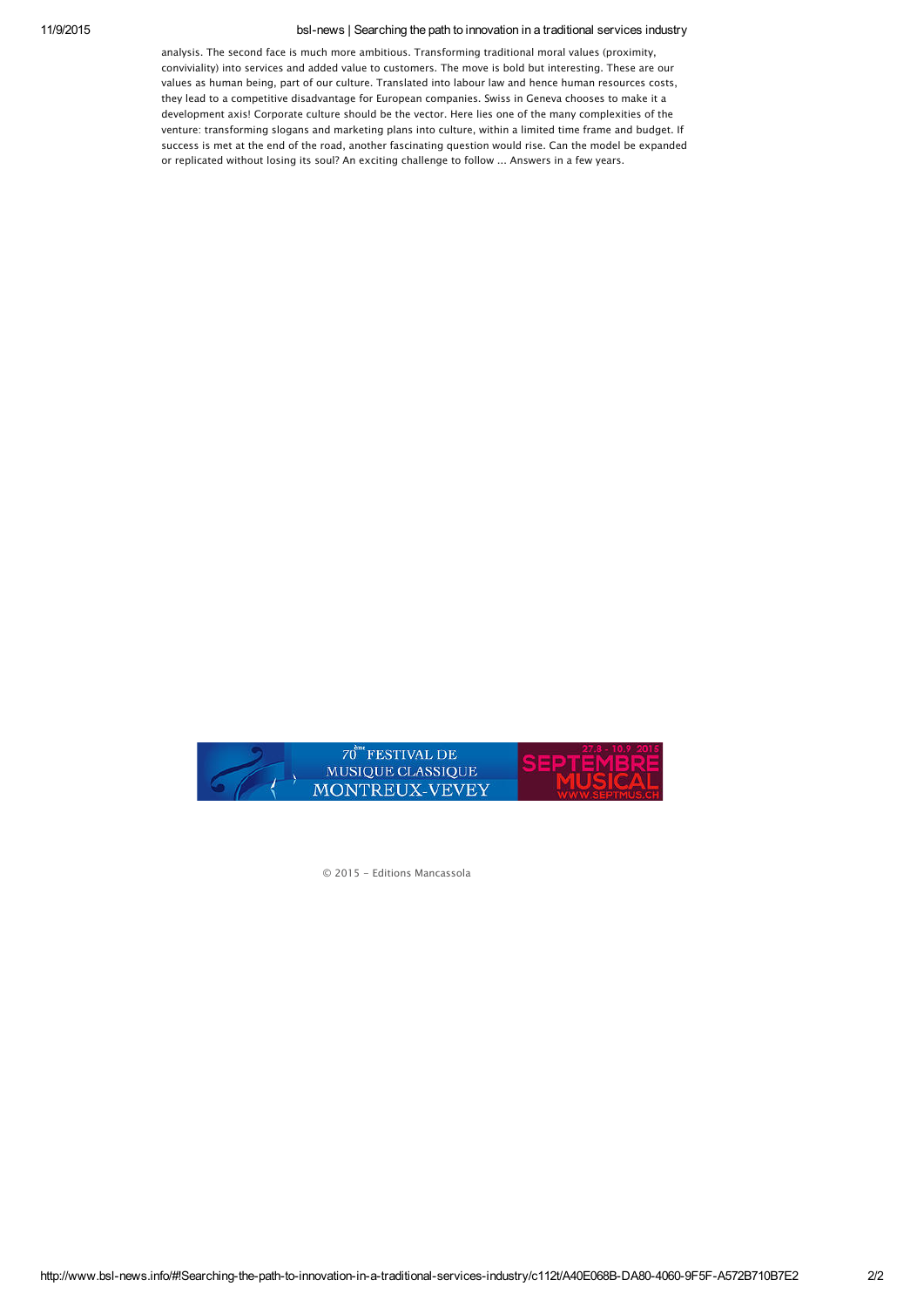analysis. The second face is much more ambitious. Transforming traditional moral values (proximity, conviviality) into services and added value to customers. The move is bold but interesting. These are our values as human being, part of our culture. Translated into labour law and hence human resources costs, they lead to a competitive disadvantage for European companies. Swiss in Geneva chooses to make it a development axis! Corporate culture should be the vector. Here lies one of the many complexities of the venture: transforming slogans and marketing plans into culture, within a limited time frame and budget. If success is met at the end of the road, another fascinating question would rise. Can the model be expanded or replicated without losing its soul? An exciting challenge to follow ... Answers in a few years.

70ème FESTIVAL DE MUSIQUE CLASSIQUE MONTREUX-VEVEY

27.8 - 10.9 2015 SEPTEMBRE MUSICAL WWW.SEPTMUS.CH

© 2015 - Editions Mancassola